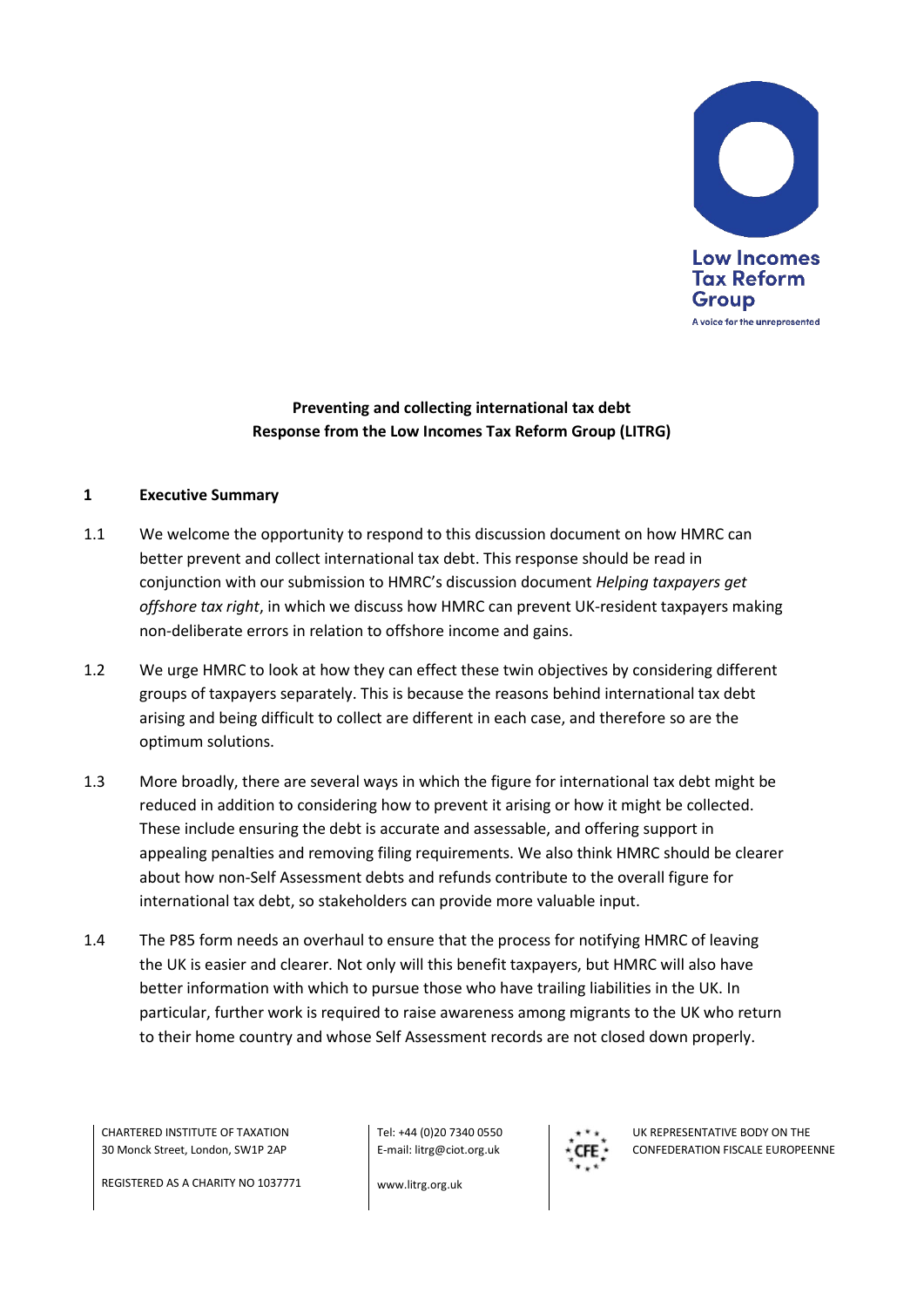Low Incomes Tax Reform Group

A voice for the unrepresented

**Preventing and collecting international tax debt**
**Response from the Low Incomes Tax Reform Group (LITRG)**

## 1 Executive Summary

1.1 We welcome the opportunity to respond to this discussion document on how HMRC can better prevent and collect international tax debt. This response should be read in conjunction with our submission to HMRC's discussion document *Helping taxpayers get offshore tax right*, in which we discuss how HMRC can prevent UK-resident taxpayers making non-deliberate errors in relation to offshore income and gains.

1.2 We urge HMRC to look at how they can effect these twin objectives by considering different groups of taxpayers separately. This is because the reasons behind international tax debt arising and being difficult to collect are different in each case, and therefore so are the optimum solutions.

1.3 More broadly, there are several ways in which the figure for international tax debt might be reduced in addition to considering how to prevent it arising or how it might be collected. These include ensuring the debt is accurate and assessable, and offering support in appealing penalties and removing filing requirements. We also think HMRC should be clearer about how non-Self Assessment debts and refunds contribute to the overall figure for international tax debt, so stakeholders can provide more valuable input.

1.4 The P85 form needs an overhaul to ensure that the process for notifying HMRC of leaving the UK is easier and clearer. Not only will this benefit taxpayers, but HMRC will also have better information with which to pursue those who have trailing liabilities in the UK. In particular, further work is required to raise awareness among migrants to the UK who return to their home country and whose Self Assessment records are not closed down properly.

CHARTERED INSTITUTE OF TAXATION
30 Monck Street, London, SW1P 2AP

REGISTERED AS A CHARITY NO 1037771

Tel: +44 (0)20 7340 0550
E-mail: litrg@ciot.org.uk

www.litrg.org.uk

UK REPRESENTATIVE BODY ON THE
CONFEDERATION FISCALE EUROPEENNE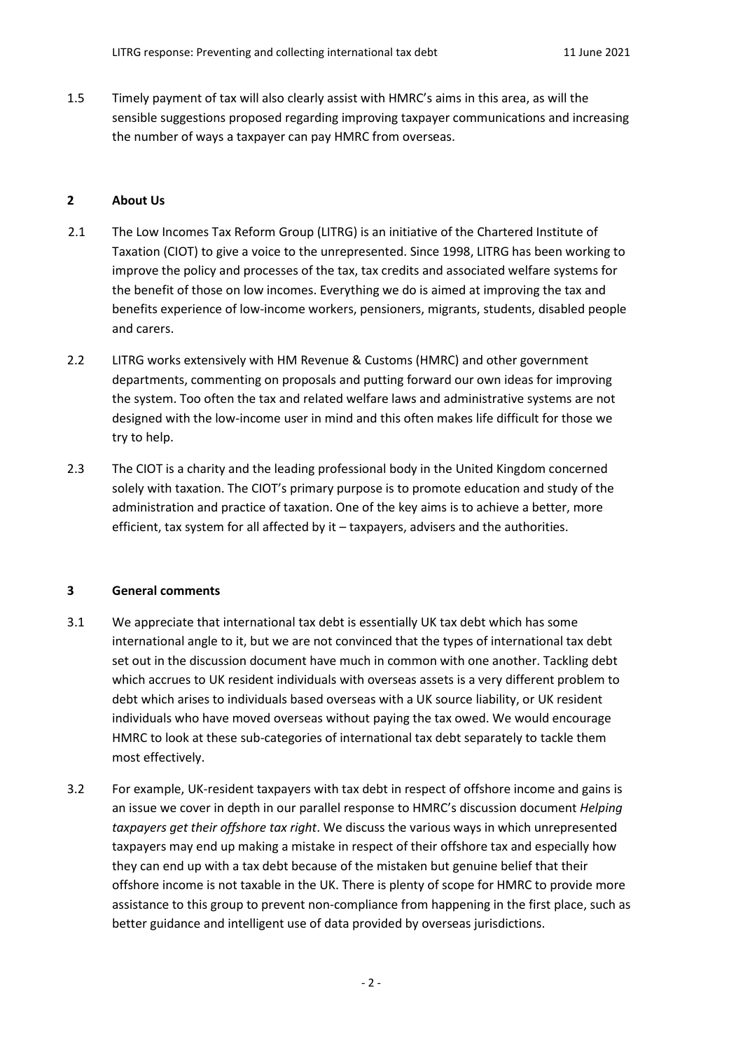1.5 Timely payment of tax will also clearly assist with HMRC's aims in this area, as will the sensible suggestions proposed regarding improving taxpayer communications and increasing the number of ways a taxpayer can pay HMRC from overseas.

## 2 About Us

2.1 The Low Incomes Tax Reform Group (LITRG) is an initiative of the Chartered Institute of Taxation (CIOT) to give a voice to the unrepresented. Since 1998, LITRG has been working to improve the policy and processes of the tax, tax credits and associated welfare systems for the benefit of those on low incomes. Everything we do is aimed at improving the tax and benefits experience of low-income workers, pensioners, migrants, students, disabled people and carers.

2.2 LITRG works extensively with HM Revenue & Customs (HMRC) and other government departments, commenting on proposals and putting forward our own ideas for improving the system. Too often the tax and related welfare laws and administrative systems are not designed with the low-income user in mind and this often makes life difficult for those we try to help.

2.3 The CIOT is a charity and the leading professional body in the United Kingdom concerned solely with taxation. The CIOT's primary purpose is to promote education and study of the administration and practice of taxation. One of the key aims is to achieve a better, more efficient, tax system for all affected by it – taxpayers, advisers and the authorities.

## 3 General comments

3.1 We appreciate that international tax debt is essentially UK tax debt which has some international angle to it, but we are not convinced that the types of international tax debt set out in the discussion document have much in common with one another. Tackling debt which accrues to UK resident individuals with overseas assets is a very different problem to debt which arises to individuals based overseas with a UK source liability, or UK resident individuals who have moved overseas without paying the tax owed. We would encourage HMRC to look at these sub-categories of international tax debt separately to tackle them most effectively.

3.2 For example, UK-resident taxpayers with tax debt in respect of offshore income and gains is an issue we cover in depth in our parallel response to HMRC's discussion document *Helping taxpayers get their offshore tax right*. We discuss the various ways in which unrepresented taxpayers may end up making a mistake in respect of their offshore tax and especially how they can end up with a tax debt because of the mistaken but genuine belief that their offshore income is not taxable in the UK. There is plenty of scope for HMRC to provide more assistance to this group to prevent non-compliance from happening in the first place, such as better guidance and intelligent use of data provided by overseas jurisdictions.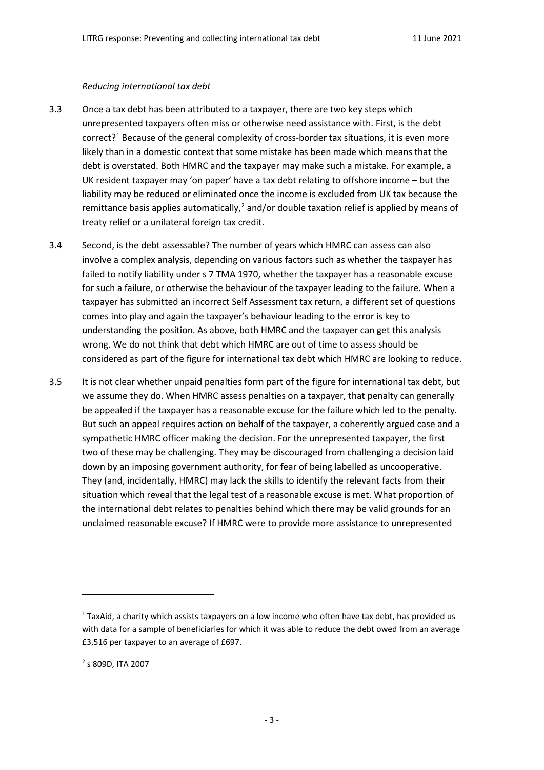*Reducing international tax debt*

3.3 Once a tax debt has been attributed to a taxpayer, there are two key steps which unrepresented taxpayers often miss or otherwise need assistance with. First, is the debt correct?[1] Because of the general complexity of cross-border tax situations, it is even more likely than in a domestic context that some mistake has been made which means that the debt is overstated. Both HMRC and the taxpayer may make such a mistake. For example, a UK resident taxpayer may 'on paper' have a tax debt relating to offshore income – but the liability may be reduced or eliminated once the income is excluded from UK tax because the remittance basis applies automatically,[2] and/or double taxation relief is applied by means of treaty relief or a unilateral foreign tax credit.

3.4 Second, is the debt assessable? The number of years which HMRC can assess can also involve a complex analysis, depending on various factors such as whether the taxpayer has failed to notify liability under s 7 TMA 1970, whether the taxpayer has a reasonable excuse for such a failure, or otherwise the behaviour of the taxpayer leading to the failure. When a taxpayer has submitted an incorrect Self Assessment tax return, a different set of questions comes into play and again the taxpayer's behaviour leading to the error is key to understanding the position. As above, both HMRC and the taxpayer can get this analysis wrong. We do not think that debt which HMRC are out of time to assess should be considered as part of the figure for international tax debt which HMRC are looking to reduce.

3.5 It is not clear whether unpaid penalties form part of the figure for international tax debt, but we assume they do. When HMRC assess penalties on a taxpayer, that penalty can generally be appealed if the taxpayer has a reasonable excuse for the failure which led to the penalty. But such an appeal requires action on behalf of the taxpayer, a coherently argued case and a sympathetic HMRC officer making the decision. For the unrepresented taxpayer, the first two of these may be challenging. They may be discouraged from challenging a decision laid down by an imposing government authority, for fear of being labelled as uncooperative. They (and, incidentally, HMRC) may lack the skills to identify the relevant facts from their situation which reveal that the legal test of a reasonable excuse is met. What proportion of the international debt relates to penalties behind which there may be valid grounds for an unclaimed reasonable excuse? If HMRC were to provide more assistance to unrepresented

---

[1] TaxAid, a charity which assists taxpayers on a low income who often have tax debt, has provided us with data for a sample of beneficiaries for which it was able to reduce the debt owed from an average £3,516 per taxpayer to an average of £697.

[2] s 809D, ITA 2007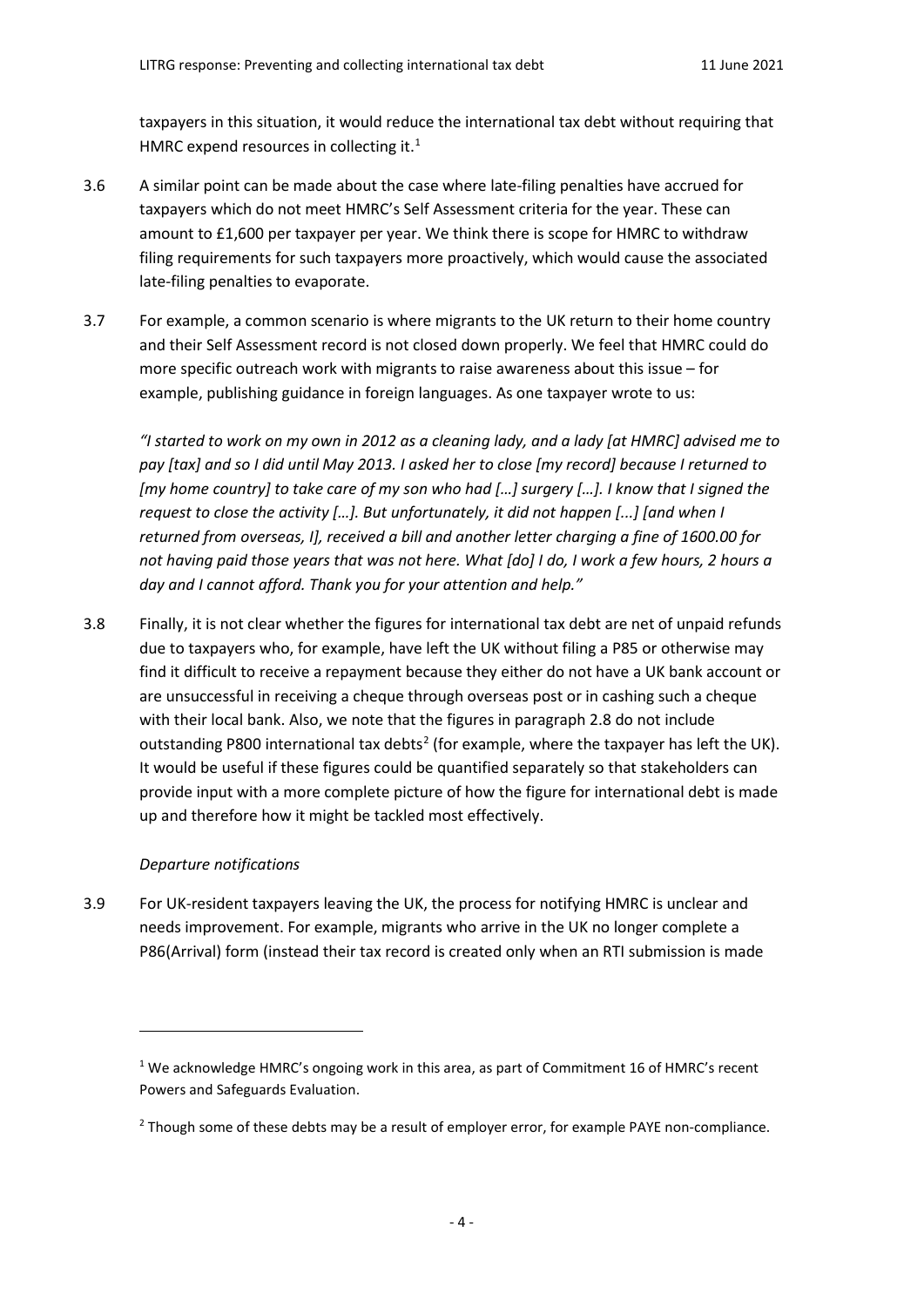taxpayers in this situation, it would reduce the international tax debt without requiring that HMRC expend resources in collecting it.[1]

3.6 A similar point can be made about the case where late-filing penalties have accrued for taxpayers which do not meet HMRC's Self Assessment criteria for the year. These can amount to £1,600 per taxpayer per year. We think there is scope for HMRC to withdraw filing requirements for such taxpayers more proactively, which would cause the associated late-filing penalties to evaporate.

3.7 For example, a common scenario is where migrants to the UK return to their home country and their Self Assessment record is not closed down properly. We feel that HMRC could do more specific outreach work with migrants to raise awareness about this issue – for example, publishing guidance in foreign languages. As one taxpayer wrote to us:

*"I started to work on my own in 2012 as a cleaning lady, and a lady [at HMRC] advised me to pay [tax] and so I did until May 2013. I asked her to close [my record] because I returned to [my home country] to take care of my son who had […] surgery […]. I know that I signed the request to close the activity […]. But unfortunately, it did not happen [...] [and when I returned from overseas, I], received a bill and another letter charging a fine of 1600.00 for not having paid those years that was not here. What [do] I do, I work a few hours, 2 hours a day and I cannot afford. Thank you for your attention and help."*

3.8 Finally, it is not clear whether the figures for international tax debt are net of unpaid refunds due to taxpayers who, for example, have left the UK without filing a P85 or otherwise may find it difficult to receive a repayment because they either do not have a UK bank account or are unsuccessful in receiving a cheque through overseas post or in cashing such a cheque with their local bank. Also, we note that the figures in paragraph 2.8 do not include outstanding P800 international tax debts[2] (for example, where the taxpayer has left the UK). It would be useful if these figures could be quantified separately so that stakeholders can provide input with a more complete picture of how the figure for international debt is made up and therefore how it might be tackled most effectively.

*Departure notifications*

3.9 For UK-resident taxpayers leaving the UK, the process for notifying HMRC is unclear and needs improvement. For example, migrants who arrive in the UK no longer complete a P86(Arrival) form (instead their tax record is created only when an RTI submission is made

---

[1] We acknowledge HMRC's ongoing work in this area, as part of Commitment 16 of HMRC's recent Powers and Safeguards Evaluation.

[2] Though some of these debts may be a result of employer error, for example PAYE non-compliance.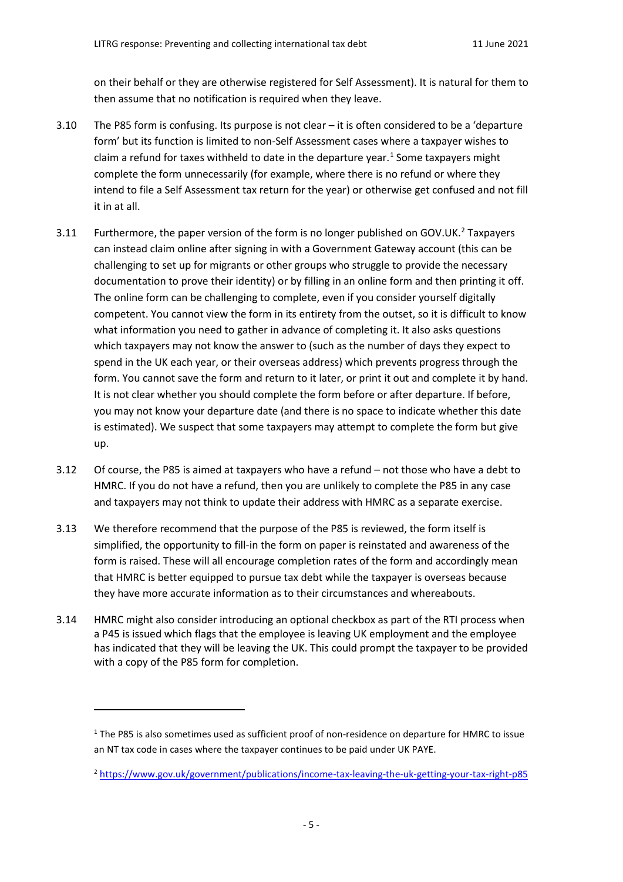on their behalf or they are otherwise registered for Self Assessment). It is natural for them to then assume that no notification is required when they leave.

3.10 The P85 form is confusing. Its purpose is not clear – it is often considered to be a 'departure form' but its function is limited to non-Self Assessment cases where a taxpayer wishes to claim a refund for taxes withheld to date in the departure year.[1] Some taxpayers might complete the form unnecessarily (for example, where there is no refund or where they intend to file a Self Assessment tax return for the year) or otherwise get confused and not fill it in at all.

3.11 Furthermore, the paper version of the form is no longer published on GOV.UK.[2] Taxpayers can instead claim online after signing in with a Government Gateway account (this can be challenging to set up for migrants or other groups who struggle to provide the necessary documentation to prove their identity) or by filling in an online form and then printing it off. The online form can be challenging to complete, even if you consider yourself digitally competent. You cannot view the form in its entirety from the outset, so it is difficult to know what information you need to gather in advance of completing it. It also asks questions which taxpayers may not know the answer to (such as the number of days they expect to spend in the UK each year, or their overseas address) which prevents progress through the form. You cannot save the form and return to it later, or print it out and complete it by hand. It is not clear whether you should complete the form before or after departure. If before, you may not know your departure date (and there is no space to indicate whether this date is estimated). We suspect that some taxpayers may attempt to complete the form but give up.

3.12 Of course, the P85 is aimed at taxpayers who have a refund – not those who have a debt to HMRC. If you do not have a refund, then you are unlikely to complete the P85 in any case and taxpayers may not think to update their address with HMRC as a separate exercise.

3.13 We therefore recommend that the purpose of the P85 is reviewed, the form itself is simplified, the opportunity to fill-in the form on paper is reinstated and awareness of the form is raised. These will all encourage completion rates of the form and accordingly mean that HMRC is better equipped to pursue tax debt while the taxpayer is overseas because they have more accurate information as to their circumstances and whereabouts.

3.14 HMRC might also consider introducing an optional checkbox as part of the RTI process when a P45 is issued which flags that the employee is leaving UK employment and the employee has indicated that they will be leaving the UK. This could prompt the taxpayer to be provided with a copy of the P85 form for completion.

---

[1] The P85 is also sometimes used as sufficient proof of non-residence on departure for HMRC to issue an NT tax code in cases where the taxpayer continues to be paid under UK PAYE.

[2] https://www.gov.uk/government/publications/income-tax-leaving-the-uk-getting-your-tax-right-p85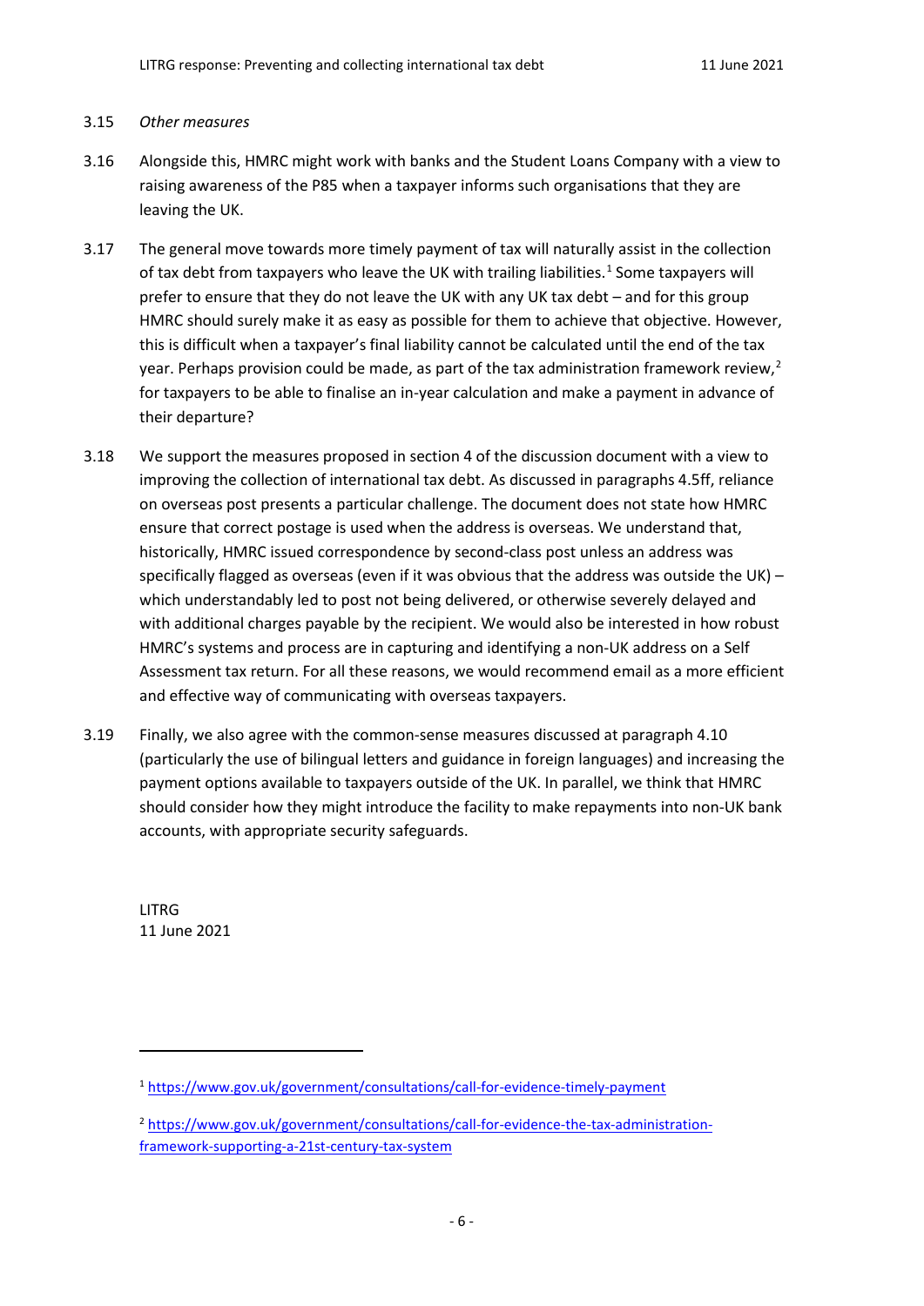3.15 *Other measures*

3.16 Alongside this, HMRC might work with banks and the Student Loans Company with a view to raising awareness of the P85 when a taxpayer informs such organisations that they are leaving the UK.

3.17 The general move towards more timely payment of tax will naturally assist in the collection of tax debt from taxpayers who leave the UK with trailing liabilities.[1] Some taxpayers will prefer to ensure that they do not leave the UK with any UK tax debt – and for this group HMRC should surely make it as easy as possible for them to achieve that objective. However, this is difficult when a taxpayer's final liability cannot be calculated until the end of the tax year. Perhaps provision could be made, as part of the tax administration framework review,[2] for taxpayers to be able to finalise an in-year calculation and make a payment in advance of their departure?

3.18 We support the measures proposed in section 4 of the discussion document with a view to improving the collection of international tax debt. As discussed in paragraphs 4.5ff, reliance on overseas post presents a particular challenge. The document does not state how HMRC ensure that correct postage is used when the address is overseas. We understand that, historically, HMRC issued correspondence by second-class post unless an address was specifically flagged as overseas (even if it was obvious that the address was outside the UK) – which understandably led to post not being delivered, or otherwise severely delayed and with additional charges payable by the recipient. We would also be interested in how robust HMRC's systems and process are in capturing and identifying a non-UK address on a Self Assessment tax return. For all these reasons, we would recommend email as a more efficient and effective way of communicating with overseas taxpayers.

3.19 Finally, we also agree with the common-sense measures discussed at paragraph 4.10 (particularly the use of bilingual letters and guidance in foreign languages) and increasing the payment options available to taxpayers outside of the UK. In parallel, we think that HMRC should consider how they might introduce the facility to make repayments into non-UK bank accounts, with appropriate security safeguards.

LITRG
11 June 2021

---

[1] https://www.gov.uk/government/consultations/call-for-evidence-timely-payment

[2] https://www.gov.uk/government/consultations/call-for-evidence-the-tax-administration-framework-supporting-a-21st-century-tax-system